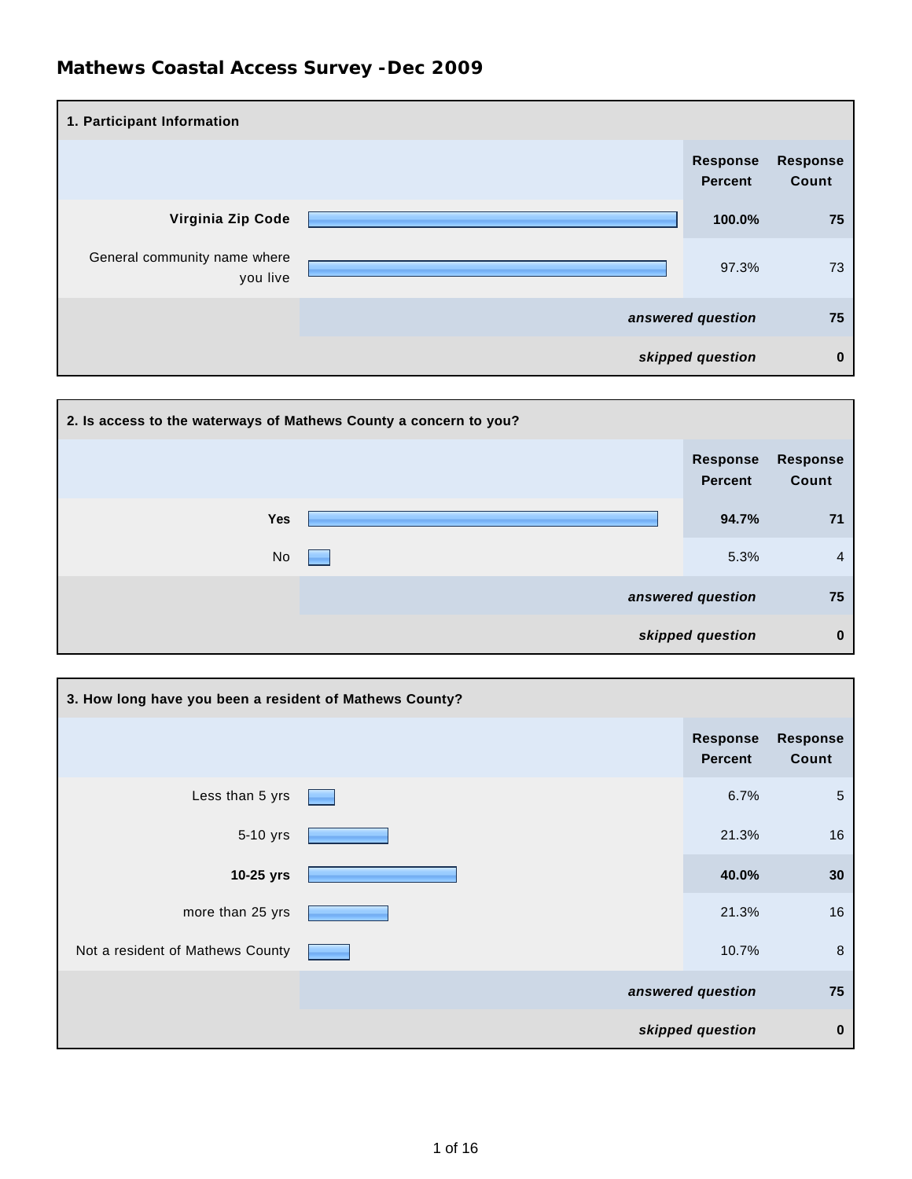# Mathews Coastal Access Survey -Dec 2009

**1. Participant Information**

| | Response Percent | Response Count |
|---|---|---|
| **Virginia Zip Code** | **100.0%** | **75** |
| General community name where you live | 97.3% | 73 |
| *answered question* | | 75 |
| *skipped question* | | 0 |

**2. Is access to the waterways of Mathews County a concern to you?**

| | Response Percent | Response Count |
|---|---|---|
| **Yes** | **94.7%** | **71** |
| No | 5.3% | 4 |
| *answered question* | | 75 |
| *skipped question* | | 0 |

**3. How long have you been a resident of Mathews County?**

| | Response Percent | Response Count |
|---|---|---|
| Less than 5 yrs | 6.7% | 5 |
| 5-10 yrs | 21.3% | 16 |
| **10-25 yrs** | **40.0%** | **30** |
| more than 25 yrs | 21.3% | 16 |
| Not a resident of Mathews County | 10.7% | 8 |
| *answered question* | | 75 |
| *skipped question* | | 0 |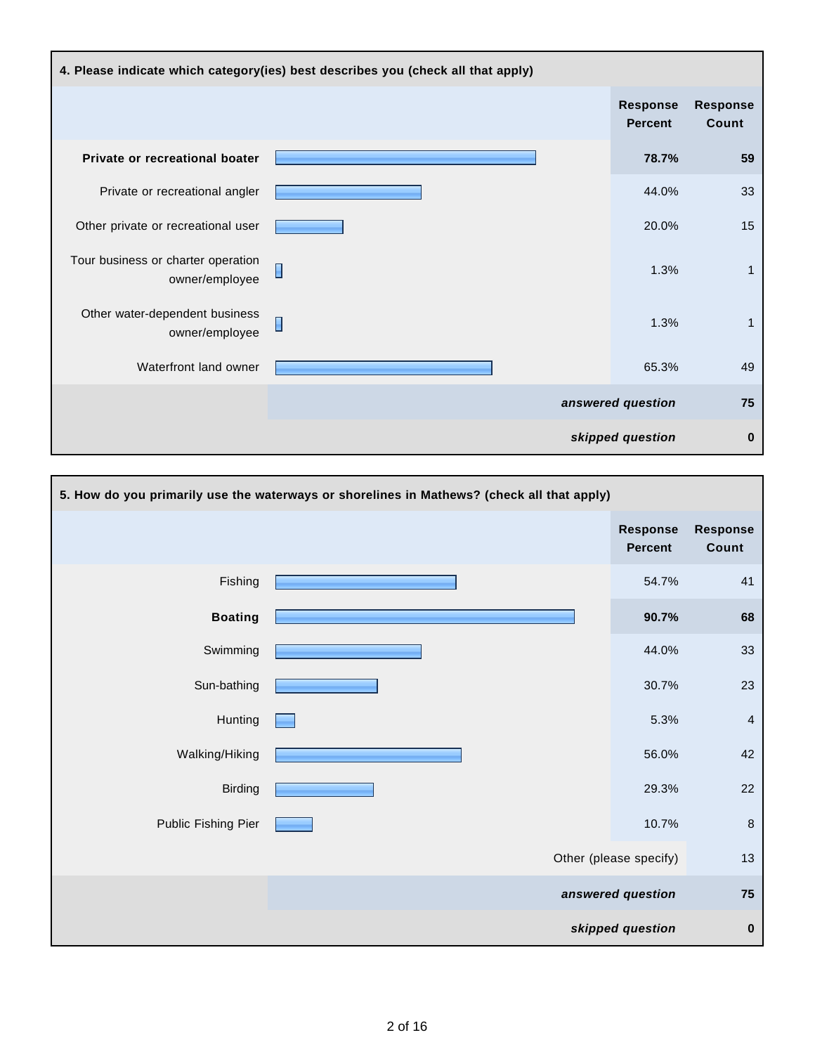### 4. Please indicate which category(ies) best describes you (check all that apply)

| | Response Percent | Response Count |
|---|---|---|
| **Private or recreational boater** | **78.7%** | **59** |
| Private or recreational angler | 44.0% | 33 |
| Other private or recreational user | 20.0% | 15 |
| Tour business or charter operation owner/employee | 1.3% | 1 |
| Other water-dependent business owner/employee | 1.3% | 1 |
| Waterfront land owner | 65.3% | 49 |
| | ***answered question*** | **75** |
| | ***skipped question*** | **0** |

### 5. How do you primarily use the waterways or shorelines in Mathews? (check all that apply)

| | Response Percent | Response Count |
|---|---|---|
| Fishing | 54.7% | 41 |
| **Boating** | **90.7%** | **68** |
| Swimming | 44.0% | 33 |
| Sun-bathing | 30.7% | 23 |
| Hunting | 5.3% | 4 |
| Walking/Hiking | 56.0% | 42 |
| Birding | 29.3% | 22 |
| Public Fishing Pier | 10.7% | 8 |
| | Other (please specify) | 13 |
| | ***answered question*** | **75** |
| | ***skipped question*** | **0** |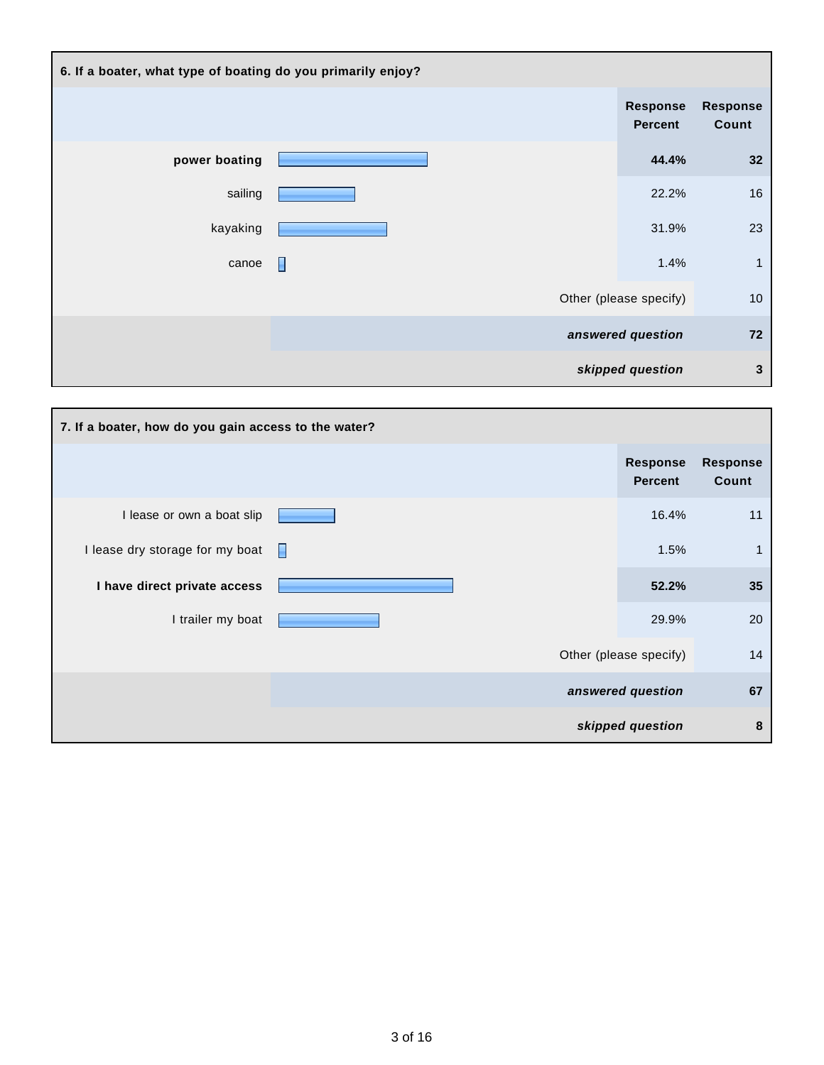| 6. If a boater, what type of boating do you primarily enjoy? | Response Percent | Response Count |
|---|---|---|
| **power boating** | **44.4%** | **32** |
| sailing | 22.2% | 16 |
| kayaking | 31.9% | 23 |
| canoe | 1.4% | 1 |
| Other (please specify) | | 10 |
| ***answered question*** | | **72** |
| ***skipped question*** | | **3** |

| 7. If a boater, how do you gain access to the water? | Response Percent | Response Count |
|---|---|---|
| I lease or own a boat slip | 16.4% | 11 |
| I lease dry storage for my boat | 1.5% | 1 |
| **I have direct private access** | **52.2%** | **35** |
| I trailer my boat | 29.9% | 20 |
| Other (please specify) | | 14 |
| ***answered question*** | | **67** |
| ***skipped question*** | | **8** |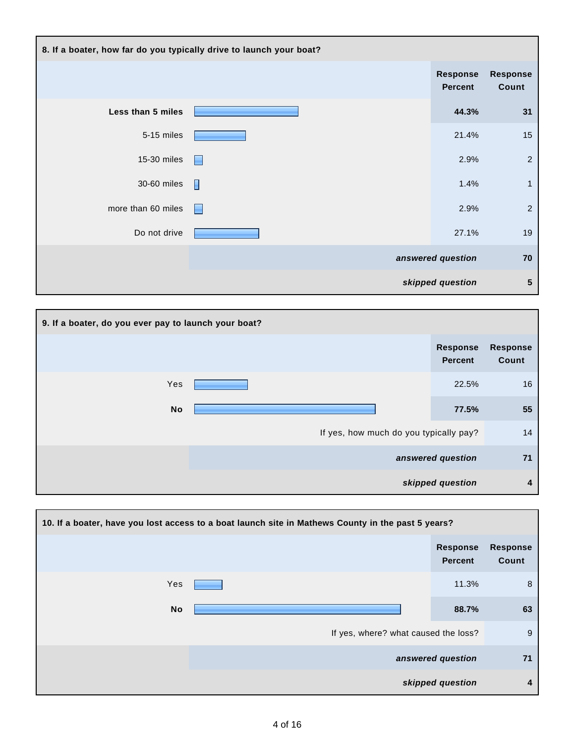### 8. If a boater, how far do you typically drive to launch your boat?

| | Response Percent | Response Count |
|---|---|---|
| **Less than 5 miles** | **44.3%** | **31** |
| 5-15 miles | 21.4% | 15 |
| 15-30 miles | 2.9% | 2 |
| 30-60 miles | 1.4% | 1 |
| more than 60 miles | 2.9% | 2 |
| Do not drive | 27.1% | 19 |
| | ***answered question*** | **70** |
| | ***skipped question*** | **5** |

### 9. If a boater, do you ever pay to launch your boat?

| | Response Percent | Response Count |
|---|---|---|
| Yes | 22.5% | 16 |
| **No** | **77.5%** | **55** |
| | If yes, how much do you typically pay? | 14 |
| | ***answered question*** | **71** |
| | ***skipped question*** | **4** |

### 10. If a boater, have you lost access to a boat launch site in Mathews County in the past 5 years?

| | Response Percent | Response Count |
|---|---|---|
| Yes | 11.3% | 8 |
| **No** | **88.7%** | **63** |
| | If yes, where? what caused the loss? | 9 |
| | ***answered question*** | **71** |
| | ***skipped question*** | **4** |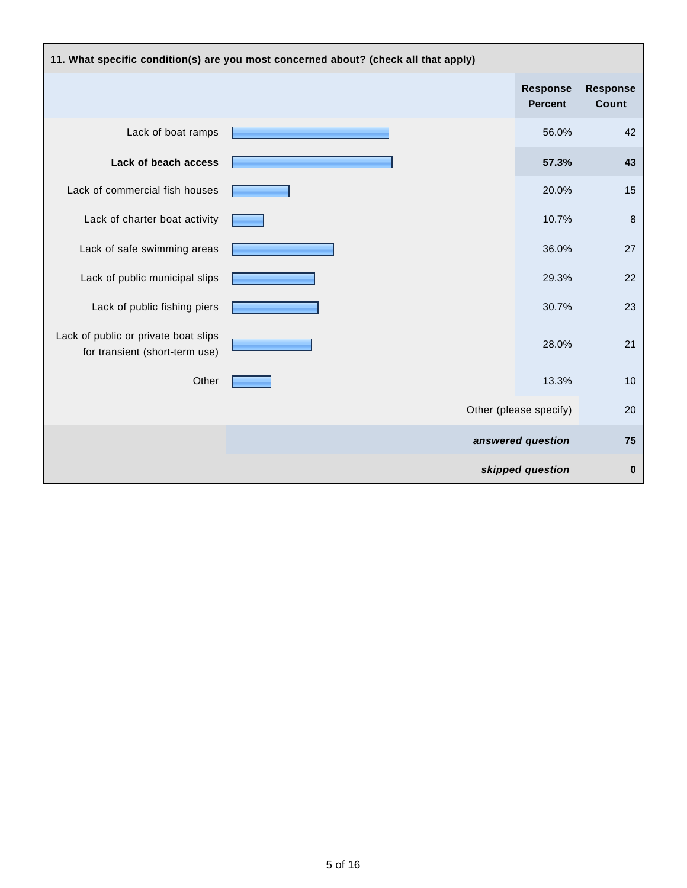**11. What specific condition(s) are you most concerned about? (check all that apply)**

| | Response Percent | Response Count |
|---|---|---|
| Lack of boat ramps | 56.0% | 42 |
| **Lack of beach access** | **57.3%** | **43** |
| Lack of commercial fish houses | 20.0% | 15 |
| Lack of charter boat activity | 10.7% | 8 |
| Lack of safe swimming areas | 36.0% | 27 |
| Lack of public municipal slips | 29.3% | 22 |
| Lack of public fishing piers | 30.7% | 23 |
| Lack of public or private boat slips for transient (short-term use) | 28.0% | 21 |
| Other | 13.3% | 10 |
| | Other (please specify) | 20 |
| | ***answered question*** | **75** |
| | ***skipped question*** | **0** |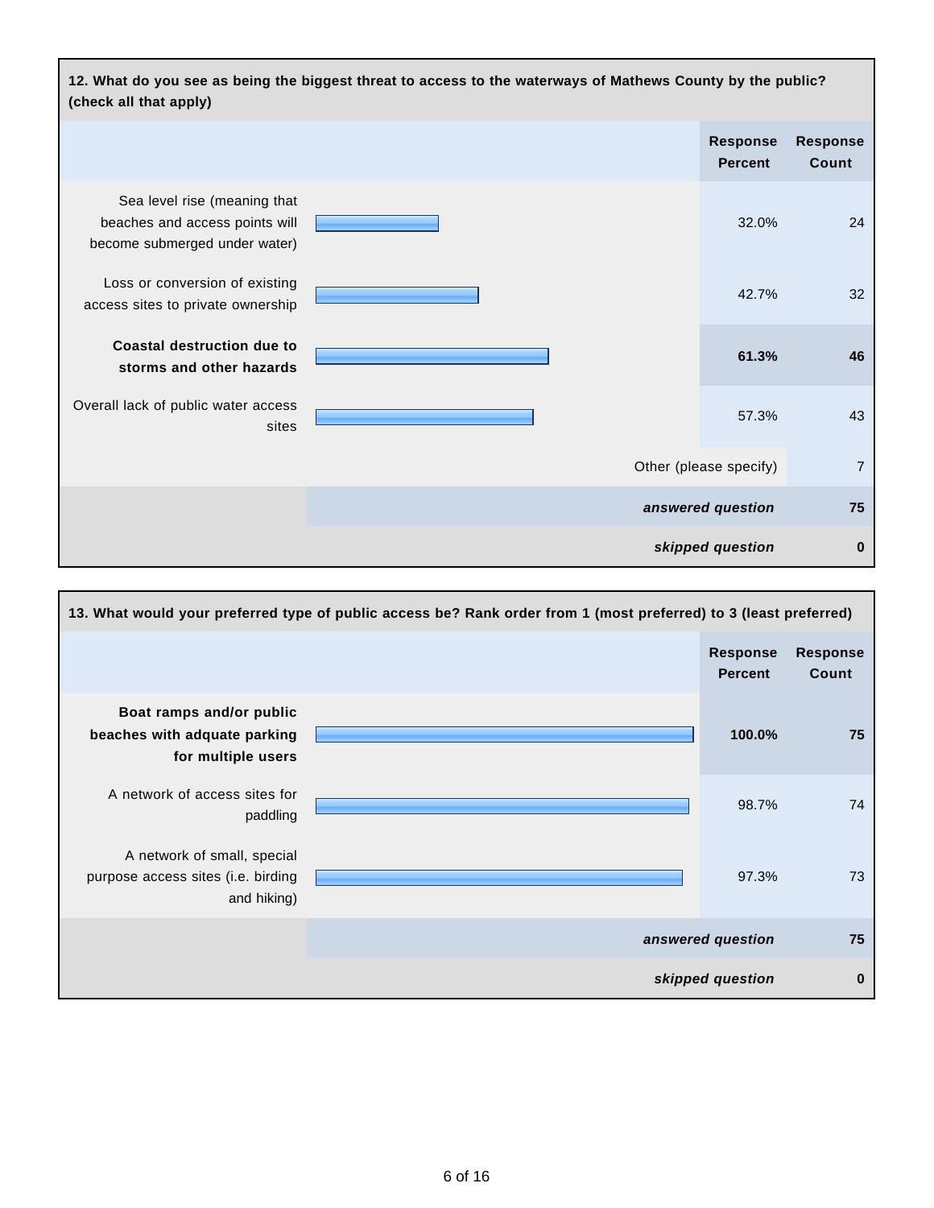**12. What do you see as being the biggest threat to access to the waterways of Mathews County by the public? (check all that apply)**

| | Response Percent | Response Count |
|---|---|---|
| Sea level rise (meaning that beaches and access points will become submerged under water) | 32.0% | 24 |
| Loss or conversion of existing access sites to private ownership | 42.7% | 32 |
| **Coastal destruction due to storms and other hazards** | **61.3%** | **46** |
| Overall lack of public water access sites | 57.3% | 43 |
| Other (please specify) | | 7 |
| *answered question* | | 75 |
| *skipped question* | | 0 |

**13. What would your preferred type of public access be? Rank order from 1 (most preferred) to 3 (least preferred)**

| | Response Percent | Response Count |
|---|---|---|
| **Boat ramps and/or public beaches with adquate parking for multiple users** | **100.0%** | **75** |
| A network of access sites for paddling | 98.7% | 74 |
| A network of small, special purpose access sites (i.e. birding and hiking) | 97.3% | 73 |
| *answered question* | | 75 |
| *skipped question* | | 0 |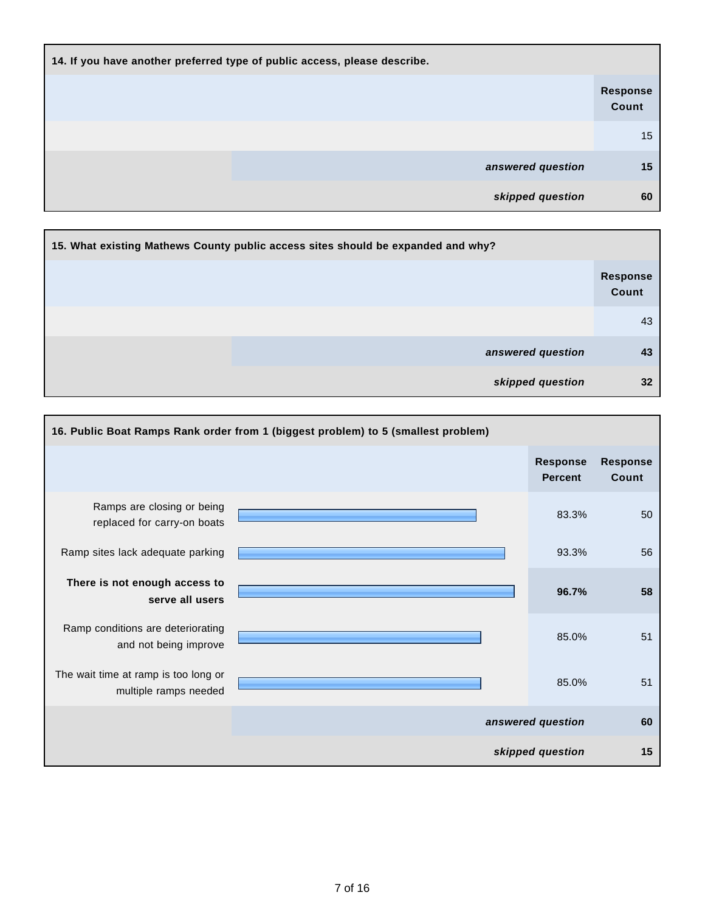| 14. If you have another preferred type of public access, please describe. | |
|---|---|
| | **Response Count** |
| | 15 |
| ***answered question*** | **15** |
| ***skipped question*** | **60** |

| 15. What existing Mathews County public access sites should be expanded and why? | |
|---|---|
| | **Response Count** |
| | 43 |
| ***answered question*** | **43** |
| ***skipped question*** | **32** |

| 16. Public Boat Ramps Rank order from 1 (biggest problem) to 5 (smallest problem) | **Response Percent** | **Response Count** |
|---|---|---|
| Ramps are closing or being replaced for carry-on boats | 83.3% | 50 |
| Ramp sites lack adequate parking | 93.3% | 56 |
| **There is not enough access to serve all users** | **96.7%** | **58** |
| Ramp conditions are deteriorating and not being improve | 85.0% | 51 |
| The wait time at ramp is too long or multiple ramps needed | 85.0% | 51 |
| ***answered question*** | | **60** |
| ***skipped question*** | | **15** |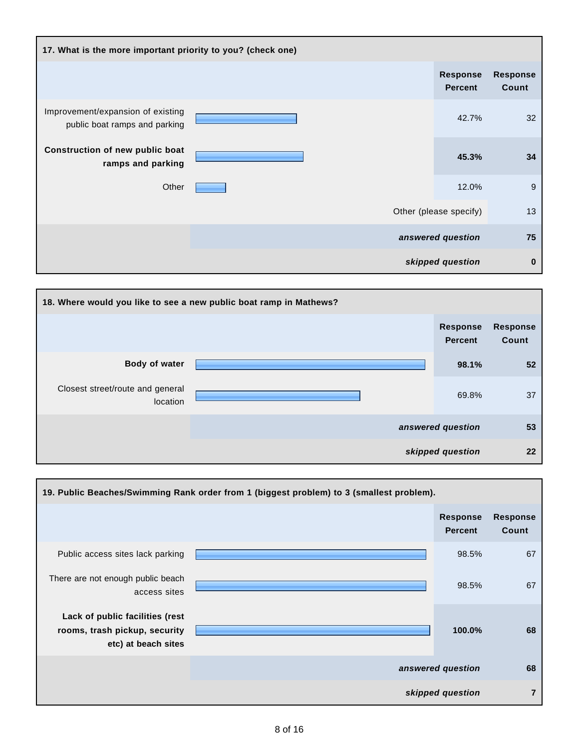### 17. What is the more important priority to you? (check one)

| | Response Percent | Response Count |
|---|---|---|
| Improvement/expansion of existing public boat ramps and parking | 42.7% | 32 |
| **Construction of new public boat ramps and parking** | **45.3%** | **34** |
| Other | 12.0% | 9 |
| Other (please specify) | | 13 |
| ***answered question*** | | **75** |
| ***skipped question*** | | **0** |

### 18. Where would you like to see a new public boat ramp in Mathews?

| | Response Percent | Response Count |
|---|---|---|
| **Body of water** | **98.1%** | **52** |
| Closest street/route and general location | 69.8% | 37 |
| ***answered question*** | | **53** |
| ***skipped question*** | | **22** |

### 19. Public Beaches/Swimming Rank order from 1 (biggest problem) to 3 (smallest problem).

| | Response Percent | Response Count |
|---|---|---|
| Public access sites lack parking | 98.5% | 67 |
| There are not enough public beach access sites | 98.5% | 67 |
| **Lack of public facilities (rest rooms, trash pickup, security etc) at beach sites** | **100.0%** | **68** |
| ***answered question*** | | **68** |
| ***skipped question*** | | **7** |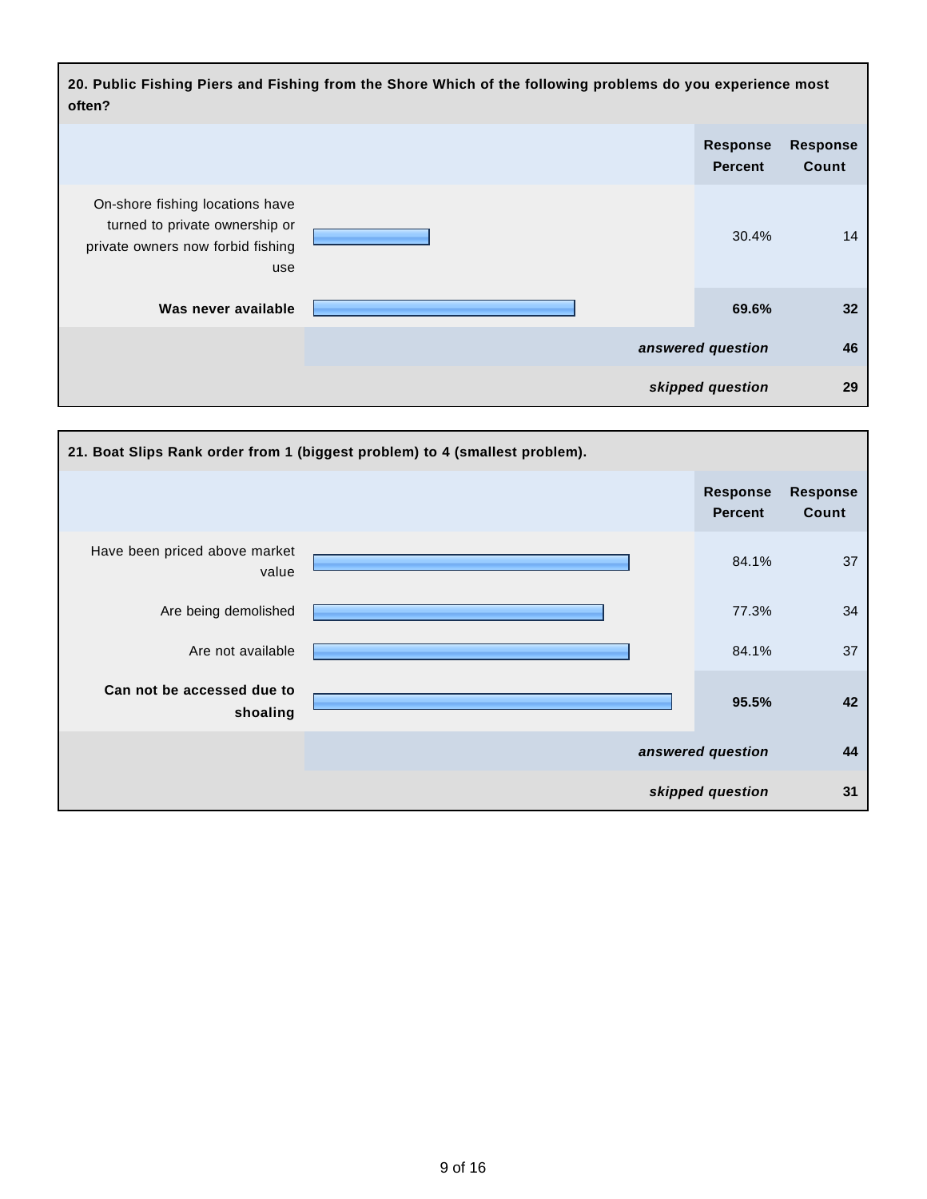**20. Public Fishing Piers and Fishing from the Shore Which of the following problems do you experience most often?**

| | Response Percent | Response Count |
|---|---|---|
| On-shore fishing locations have turned to private ownership or private owners now forbid fishing use | 30.4% | 14 |
| **Was never available** | **69.6%** | **32** |
| | ***answered question*** | **46** |
| | ***skipped question*** | **29** |

**21. Boat Slips Rank order from 1 (biggest problem) to 4 (smallest problem).**

| | Response Percent | Response Count |
|---|---|---|
| Have been priced above market value | 84.1% | 37 |
| Are being demolished | 77.3% | 34 |
| Are not available | 84.1% | 37 |
| **Can not be accessed due to shoaling** | **95.5%** | **42** |
| | ***answered question*** | **44** |
| | ***skipped question*** | **31** |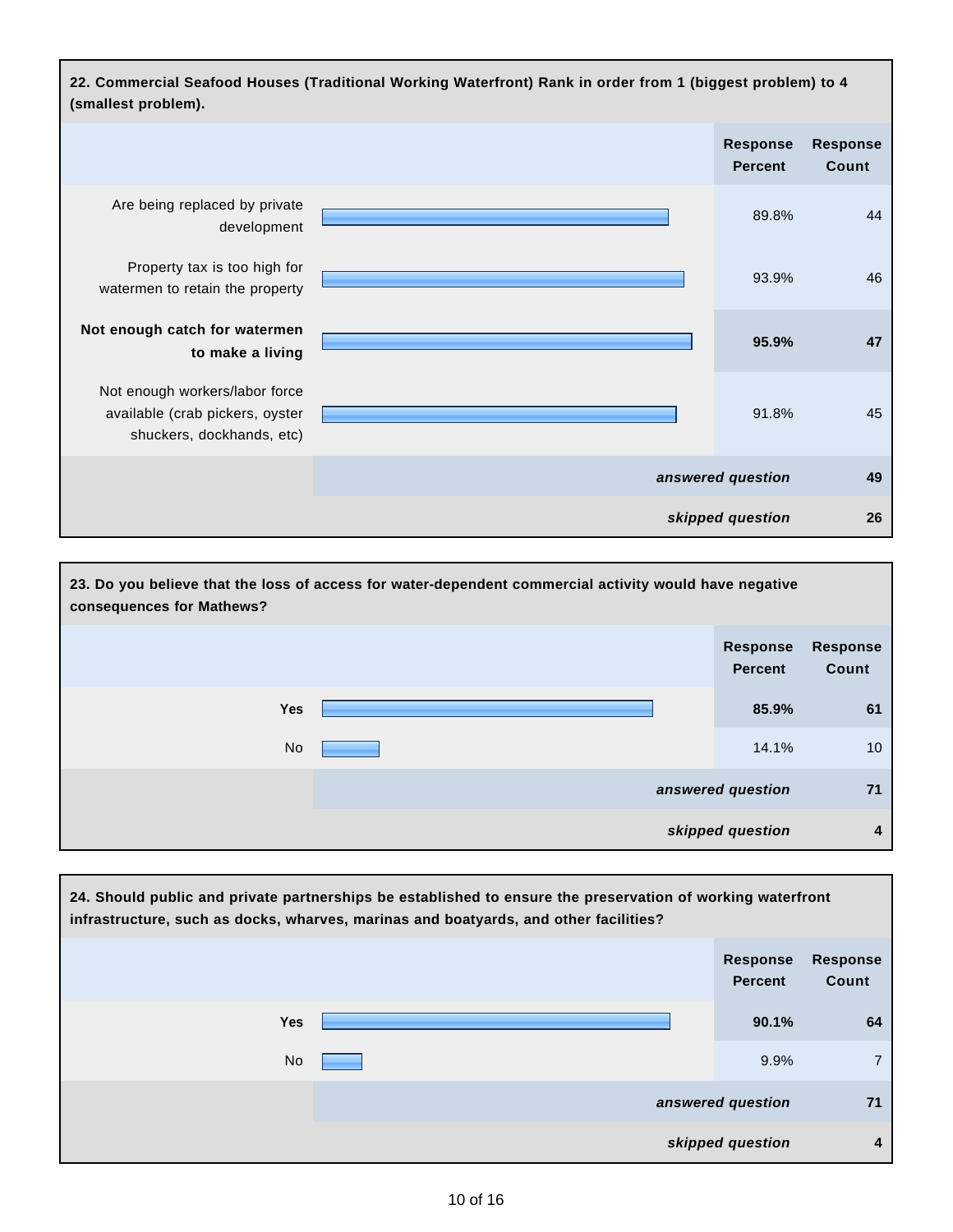**22. Commercial Seafood Houses (Traditional Working Waterfront) Rank in order from 1 (biggest problem) to 4 (smallest problem).**

| | Response Percent | Response Count |
|---|---|---|
| Are being replaced by private development | 89.8% | 44 |
| Property tax is too high for watermen to retain the property | 93.9% | 46 |
| **Not enough catch for watermen to make a living** | **95.9%** | **47** |
| Not enough workers/labor force available (crab pickers, oyster shuckers, dockhands, etc) | 91.8% | 45 |
| | ***answered question*** | **49** |
| | ***skipped question*** | **26** |

**23. Do you believe that the loss of access for water-dependent commercial activity would have negative consequences for Mathews?**

| | Response Percent | Response Count |
|---|---|---|
| **Yes** | **85.9%** | **61** |
| No | 14.1% | 10 |
| | ***answered question*** | **71** |
| | ***skipped question*** | **4** |

**24. Should public and private partnerships be established to ensure the preservation of working waterfront infrastructure, such as docks, wharves, marinas and boatyards, and other facilities?**

| | Response Percent | Response Count |
|---|---|---|
| **Yes** | **90.1%** | **64** |
| No | 9.9% | 7 |
| | ***answered question*** | **71** |
| | ***skipped question*** | **4** |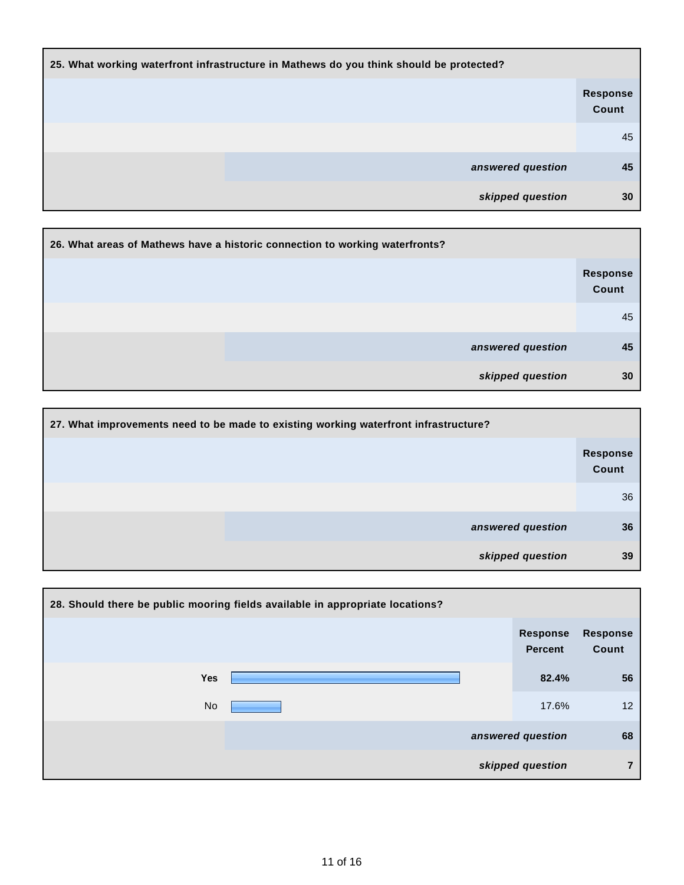**25. What working waterfront infrastructure in Mathews do you think should be protected?**

| | Response Count |
|---|---|
| | 45 |
| ***answered question*** | **45** |
| ***skipped question*** | **30** |

**26. What areas of Mathews have a historic connection to working waterfronts?**

| | Response Count |
|---|---|
| | 45 |
| ***answered question*** | **45** |
| ***skipped question*** | **30** |

**27. What improvements need to be made to existing working waterfront infrastructure?**

| | Response Count |
|---|---|
| | 36 |
| ***answered question*** | **36** |
| ***skipped question*** | **39** |

**28. Should there be public mooring fields available in appropriate locations?**

| | Response Percent | Response Count |
|---|---|---|
| **Yes** | **82.4%** | **56** |
| No | 17.6% | 12 |
| ***answered question*** | | **68** |
| ***skipped question*** | | **7** |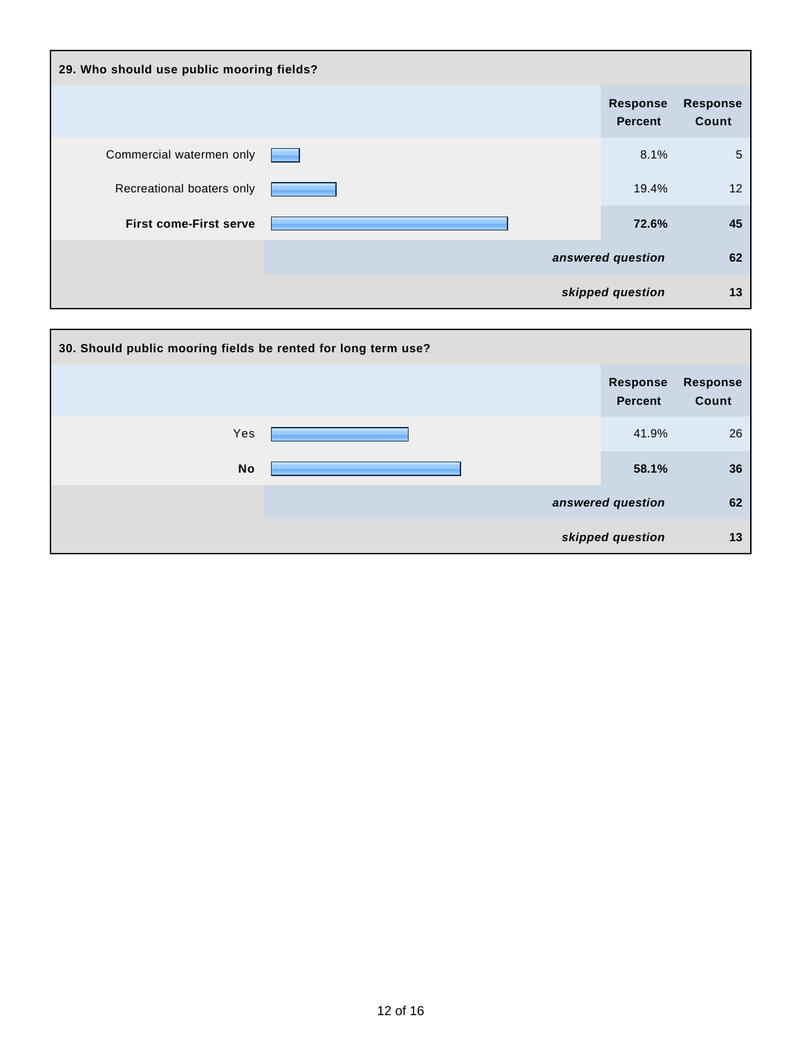## 29. Who should use public mooring fields?

| | Response Percent | Response Count |
|---|---|---|
| Commercial watermen only | 8.1% | 5 |
| Recreational boaters only | 19.4% | 12 |
| **First come-First serve** | **72.6%** | **45** |
| *answered question* | | **62** |
| *skipped question* | | **13** |

## 30. Should public mooring fields be rented for long term use?

| | Response Percent | Response Count |
|---|---|---|
| Yes | 41.9% | 26 |
| **No** | **58.1%** | **36** |
| *answered question* | | **62** |
| *skipped question* | | **13** |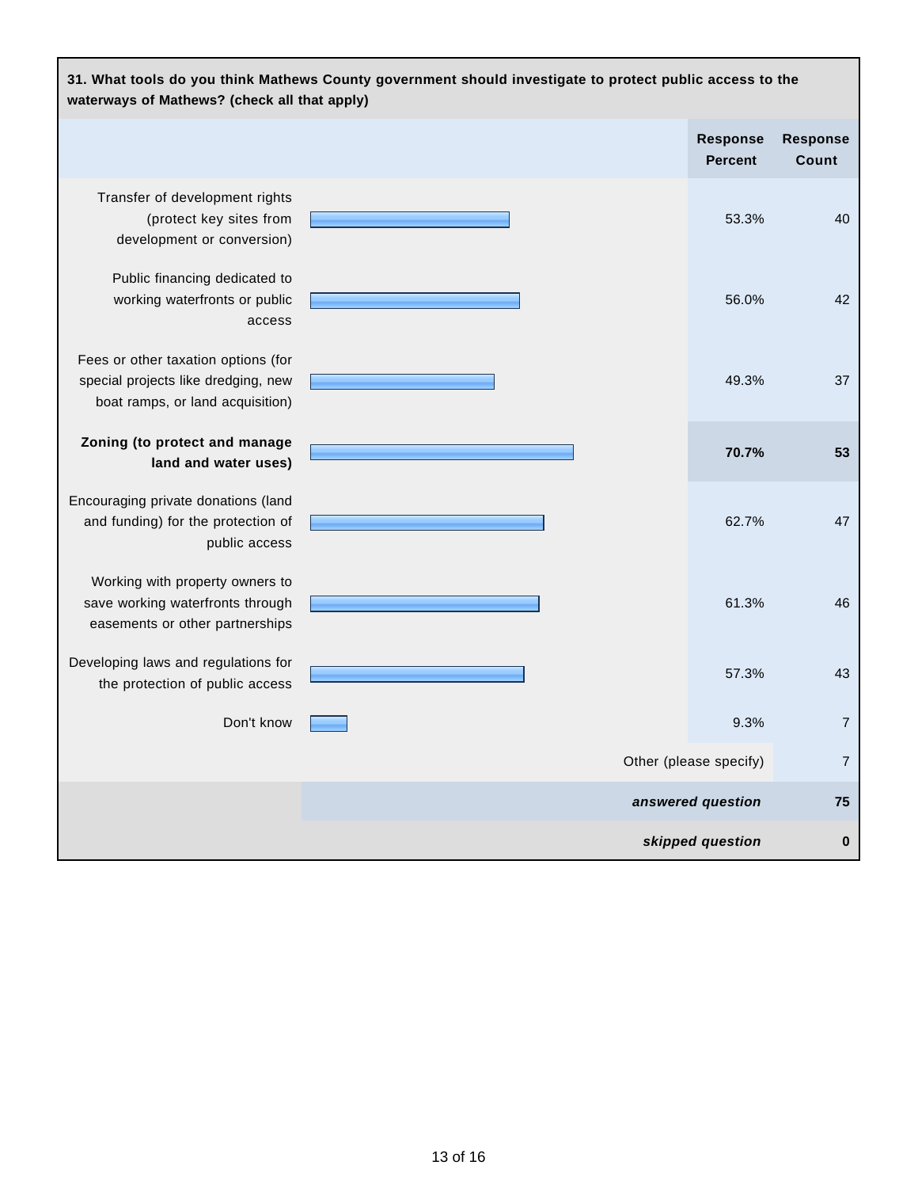**31. What tools do you think Mathews County government should investigate to protect public access to the waterways of Mathews? (check all that apply)**

| | Response Percent | Response Count |
|---|---|---|
| Transfer of development rights (protect key sites from development or conversion) | 53.3% | 40 |
| Public financing dedicated to working waterfronts or public access | 56.0% | 42 |
| Fees or other taxation options (for special projects like dredging, new boat ramps, or land acquisition) | 49.3% | 37 |
| **Zoning (to protect and manage land and water uses)** | **70.7%** | **53** |
| Encouraging private donations (land and funding) for the protection of public access | 62.7% | 47 |
| Working with property owners to save working waterfronts through easements or other partnerships | 61.3% | 46 |
| Developing laws and regulations for the protection of public access | 57.3% | 43 |
| Don't know | 9.3% | 7 |
| Other (please specify) | | 7 |
| *answered question* | | **75** |
| *skipped question* | | **0** |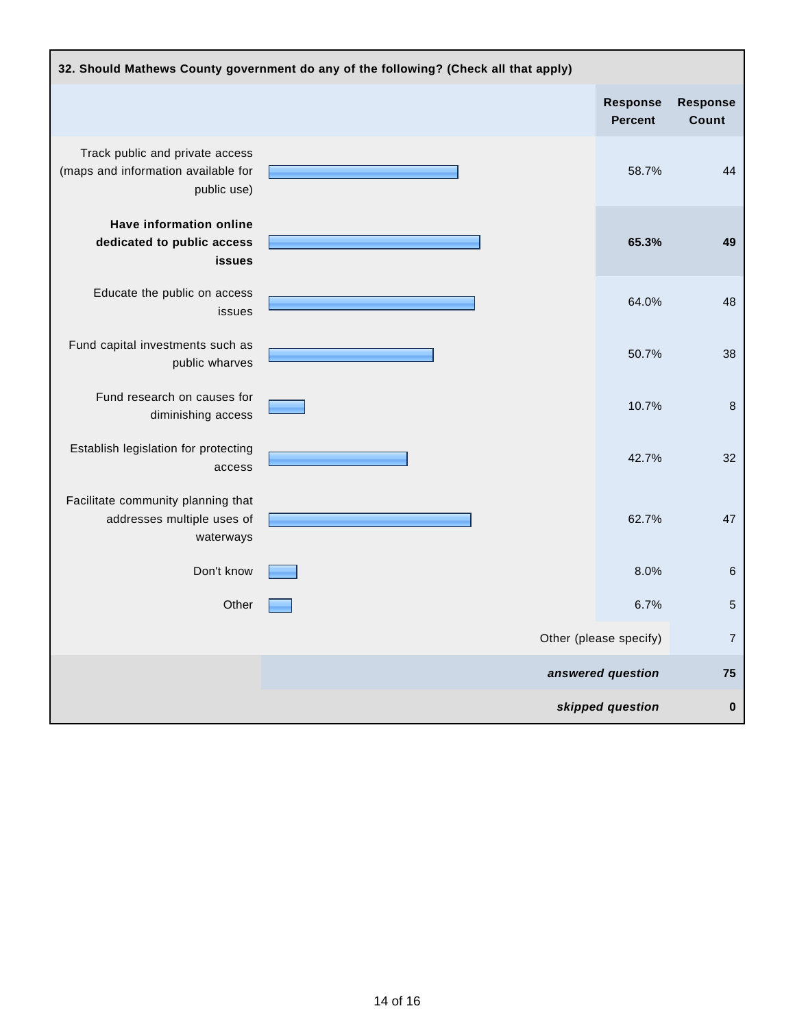**32. Should Mathews County government do any of the following? (Check all that apply)**

| | Response Percent | Response Count |
|---|---|---|
| Track public and private access (maps and information available for public use) | 58.7% | 44 |
| **Have information online dedicated to public access issues** | **65.3%** | **49** |
| Educate the public on access issues | 64.0% | 48 |
| Fund capital investments such as public wharves | 50.7% | 38 |
| Fund research on causes for diminishing access | 10.7% | 8 |
| Establish legislation for protecting access | 42.7% | 32 |
| Facilitate community planning that addresses multiple uses of waterways | 62.7% | 47 |
| Don't know | 8.0% | 6 |
| Other | 6.7% | 5 |
| | Other (please specify) | 7 |
| | ***answered question*** | **75** |
| | ***skipped question*** | **0** |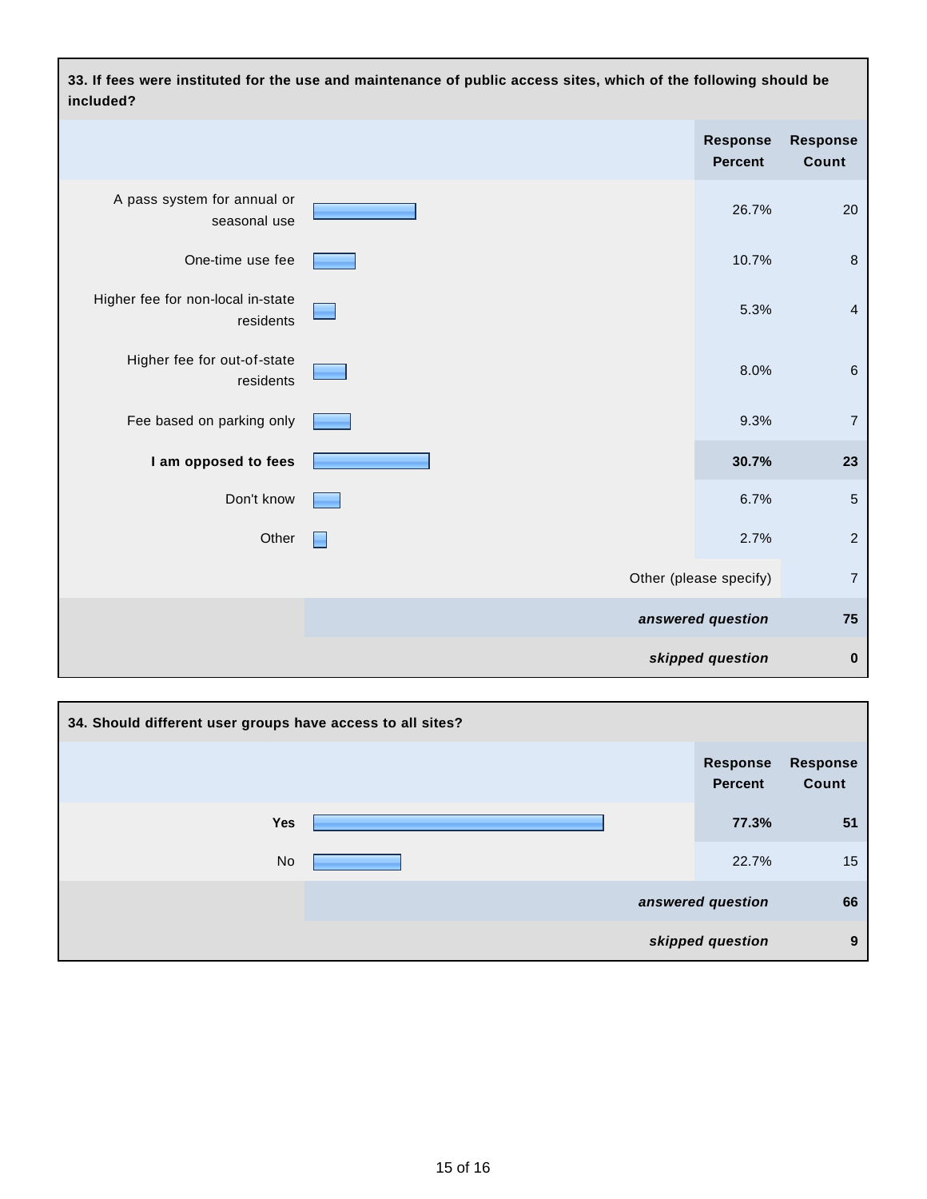**33. If fees were instituted for the use and maintenance of public access sites, which of the following should be included?**

| | Response Percent | Response Count |
|---|---|---|
| A pass system for annual or seasonal use | 26.7% | 20 |
| One-time use fee | 10.7% | 8 |
| Higher fee for non-local in-state residents | 5.3% | 4 |
| Higher fee for out-of-state residents | 8.0% | 6 |
| Fee based on parking only | 9.3% | 7 |
| **I am opposed to fees** | **30.7%** | **23** |
| Don't know | 6.7% | 5 |
| Other | 2.7% | 2 |
| | Other (please specify) | 7 |
| | *answered question* | 75 |
| | *skipped question* | 0 |

**34. Should different user groups have access to all sites?**

| | Response Percent | Response Count |
|---|---|---|
| **Yes** | **77.3%** | **51** |
| No | 22.7% | 15 |
| | *answered question* | 66 |
| | *skipped question* | 9 |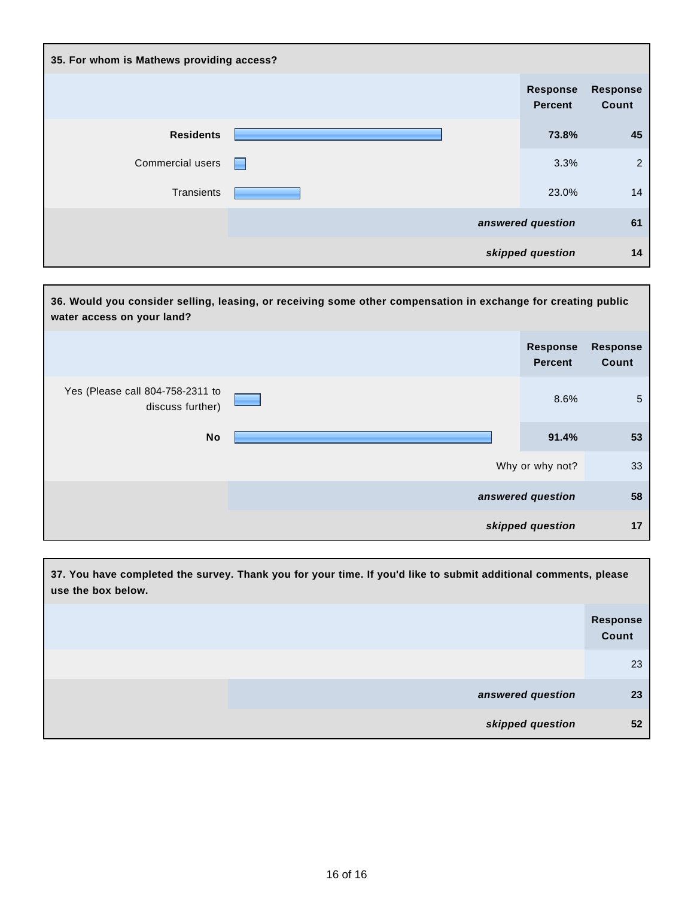**35. For whom is Mathews providing access?**

| | Response Percent | Response Count |
|---|---|---|
| **Residents** | **73.8%** | **45** |
| Commercial users | 3.3% | 2 |
| Transients | 23.0% | 14 |
| | ***answered question*** | **61** |
| | ***skipped question*** | **14** |

**36. Would you consider selling, leasing, or receiving some other compensation in exchange for creating public water access on your land?**

| | Response Percent | Response Count |
|---|---|---|
| Yes (Please call 804-758-2311 to discuss further) | 8.6% | 5 |
| **No** | **91.4%** | **53** |
| | Why or why not? | 33 |
| | ***answered question*** | **58** |
| | ***skipped question*** | **17** |

**37. You have completed the survey. Thank you for your time. If you'd like to submit additional comments, please use the box below.**

| | Response Count |
|---|---|
| | 23 |
| ***answered question*** | **23** |
| ***skipped question*** | **52** |